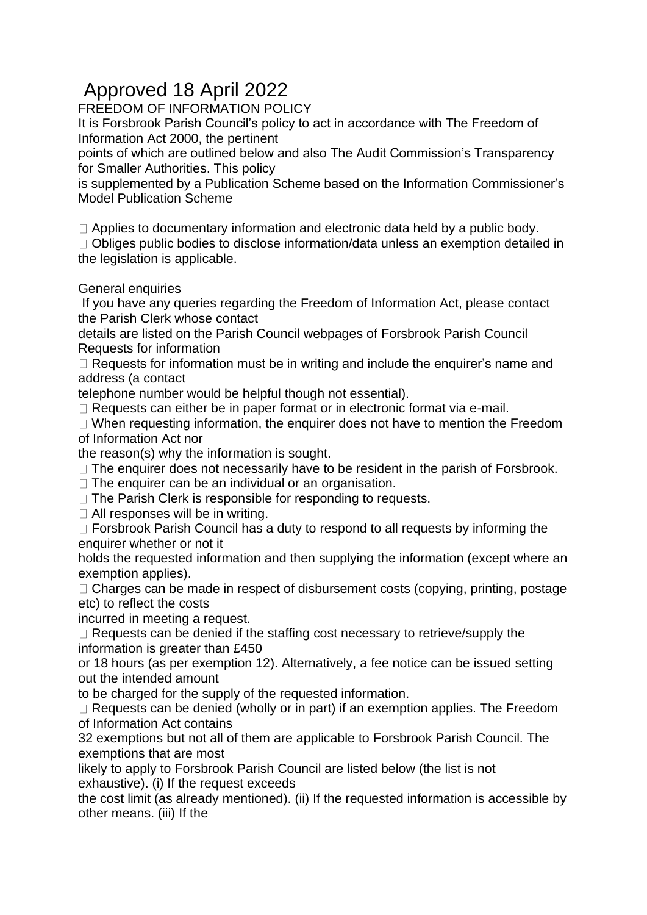# Approved 18 April 2022

FREEDOM OF INFORMATION POLICY

It is Forsbrook Parish Council's policy to act in accordance with The Freedom of Information Act 2000, the pertinent points of which are outlined below and also The Audit Commission's Transparency for Smaller Authorities. This policy is supplemented by a Publication Scheme based on the Information Commissioner's Model Publication Scheme

- Applies to documentary information and electronic data held by a public body.
- Obliges public bodies to disclose information/data unless an exemption detailed in the legislation is applicable.

General enquiries

If you have any queries regarding the Freedom of Information Act, please contact the Parish Clerk whose contact details are listed on the Parish Council webpages of Forsbrook Parish Council

Requests for information

- Requests for information must be in writing and include the enquirer's name and address (a contact telephone number would be helpful though not essential).
- Requests can either be in paper format or in electronic format via e-mail.
- When requesting information, the enquirer does not have to mention the Freedom of Information Act nor the reason(s) why the information is sought.
- The enquirer does not necessarily have to be resident in the parish of Forsbrook.
- The enquirer can be an individual or an organisation.
- The Parish Clerk is responsible for responding to requests.
- All responses will be in writing.
- Forsbrook Parish Council has a duty to respond to all requests by informing the enquirer whether or not it holds the requested information and then supplying the information (except where an exemption applies).
- Charges can be made in respect of disbursement costs (copying, printing, postage etc) to reflect the costs incurred in meeting a request.
- Requests can be denied if the staffing cost necessary to retrieve/supply the information is greater than £450 or 18 hours (as per exemption 12). Alternatively, a fee notice can be issued setting out the intended amount to be charged for the supply of the requested information.
- Requests can be denied (wholly or in part) if an exemption applies. The Freedom of Information Act contains 32 exemptions but not all of them are applicable to Forsbrook Parish Council. The exemptions that are most likely to apply to Forsbrook Parish Council are listed below (the list is not exhaustive). (i) If the request exceeds the cost limit (as already mentioned). (ii) If the requested information is accessible by other means. (iii) If the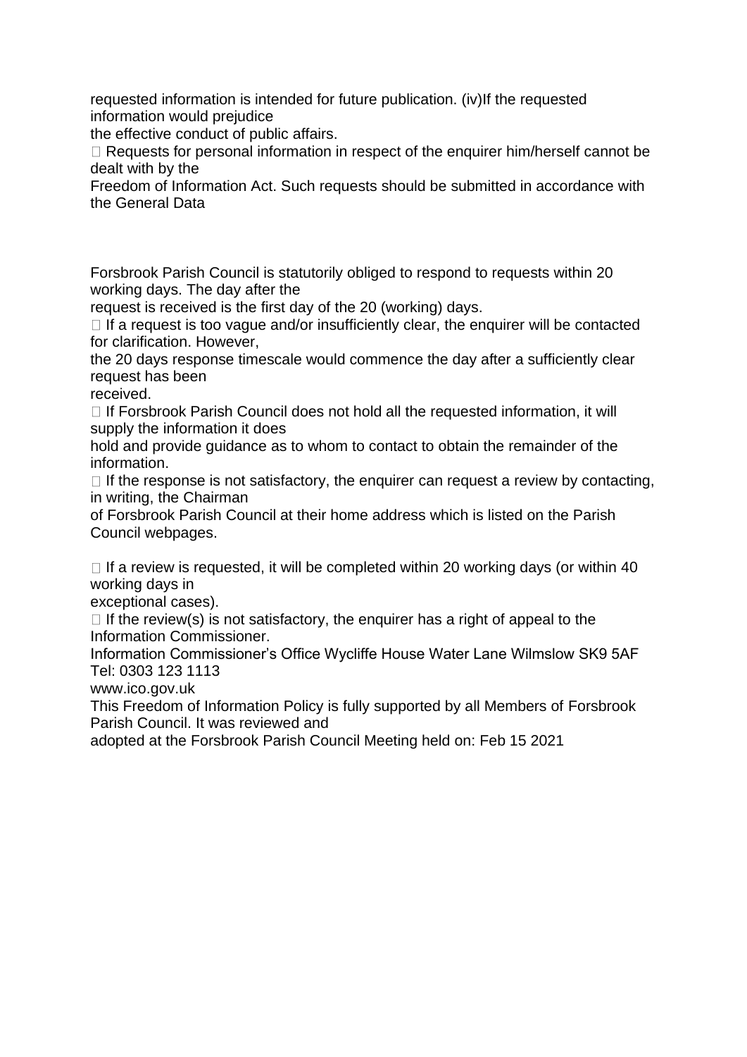requested information is intended for future publication. (iv)If the requested information would prejudice the effective conduct of public affairs.

- Requests for personal information in respect of the enquirer him/herself cannot be dealt with by the Freedom of Information Act. Such requests should be submitted in accordance with the General Data

Forsbrook Parish Council is statutorily obliged to respond to requests within 20 working days. The day after the request is received is the first day of the 20 (working) days.

- If a request is too vague and/or insufficiently clear, the enquirer will be contacted for clarification. However, the 20 days response timescale would commence the day after a sufficiently clear request has been received.
- If Forsbrook Parish Council does not hold all the requested information, it will supply the information it does hold and provide guidance as to whom to contact to obtain the remainder of the information.
- If the response is not satisfactory, the enquirer can request a review by contacting, in writing, the Chairman of Forsbrook Parish Council at their home address which is listed on the Parish Council webpages.

- If a review is requested, it will be completed within 20 working days (or within 40 working days in exceptional cases).
- If the review(s) is not satisfactory, the enquirer has a right of appeal to the Information Commissioner.

Information Commissioner's Office Wycliffe House Water Lane Wilmslow SK9 5AF Tel: 0303 123 1113
www.ico.gov.uk

This Freedom of Information Policy is fully supported by all Members of Forsbrook Parish Council. It was reviewed and adopted at the Forsbrook Parish Council Meeting held on: Feb 15 2021